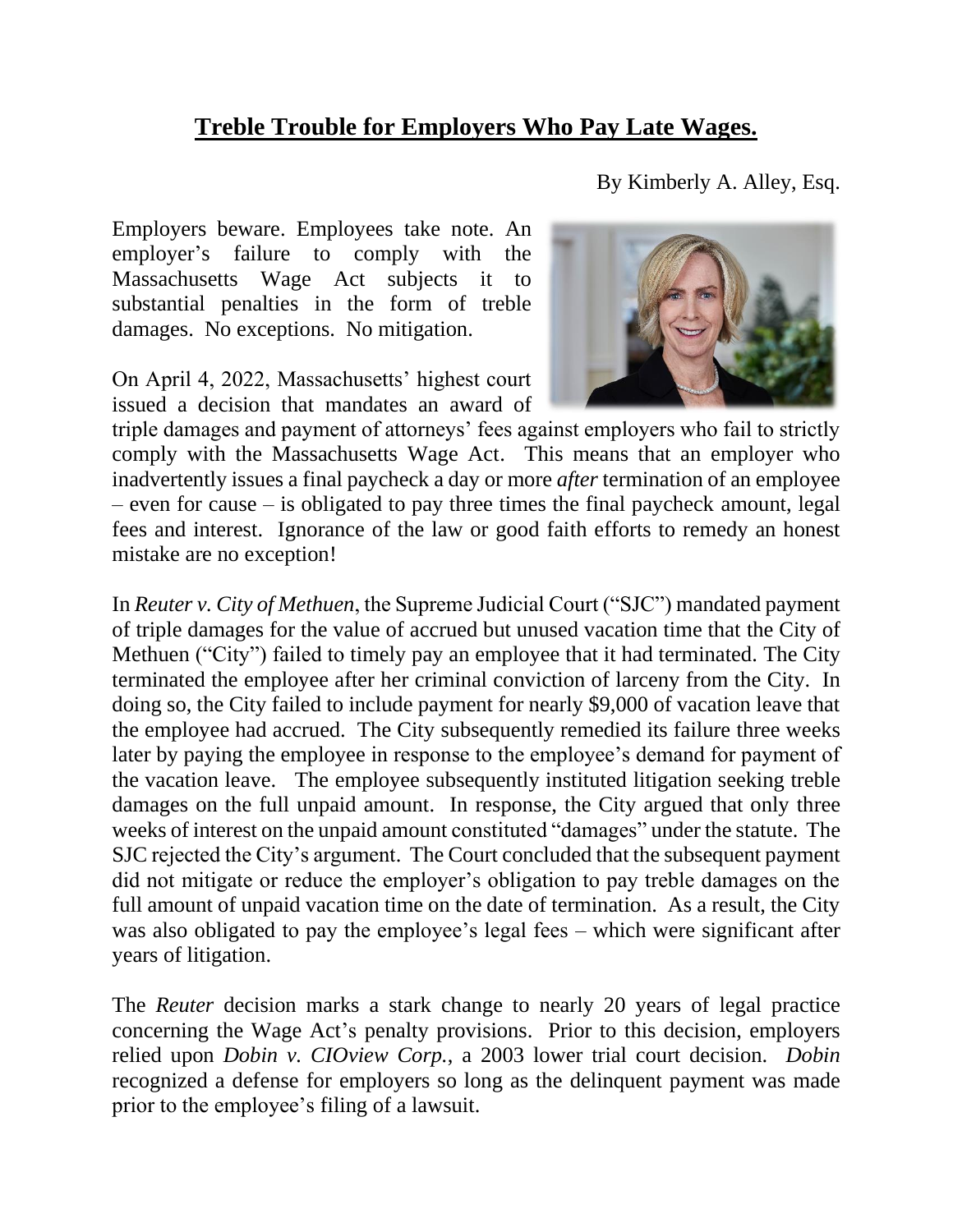# Treble Trouble for Employers Who Pay Late Wages.

By Kimberly A. Alley, Esq.

Employers beware. Employees take note. An employer's failure to comply with the Massachusetts Wage Act subjects it to substantial penalties in the form of treble damages. No exceptions. No mitigation.

On April 4, 2022, Massachusetts' highest court issued a decision that mandates an award of triple damages and payment of attorneys' fees against employers who fail to strictly comply with the Massachusetts Wage Act. This means that an employer who inadvertently issues a final paycheck a day or more *after* termination of an employee – even for cause – is obligated to pay three times the final paycheck amount, legal fees and interest. Ignorance of the law or good faith efforts to remedy an honest mistake are no exception!

In *Reuter v. City of Methuen*, the Supreme Judicial Court ("SJC") mandated payment of triple damages for the value of accrued but unused vacation time that the City of Methuen ("City") failed to timely pay an employee that it had terminated. The City terminated the employee after her criminal conviction of larceny from the City. In doing so, the City failed to include payment for nearly $9,000 of vacation leave that the employee had accrued. The City subsequently remedied its failure three weeks later by paying the employee in response to the employee's demand for payment of the vacation leave. The employee subsequently instituted litigation seeking treble damages on the full unpaid amount. In response, the City argued that only three weeks of interest on the unpaid amount constituted "damages" under the statute. The SJC rejected the City's argument. The Court concluded that the subsequent payment did not mitigate or reduce the employer's obligation to pay treble damages on the full amount of unpaid vacation time on the date of termination. As a result, the City was also obligated to pay the employee's legal fees – which were significant after years of litigation.

The *Reuter* decision marks a stark change to nearly 20 years of legal practice concerning the Wage Act's penalty provisions. Prior to this decision, employers relied upon *Dobin v. CIOview Corp.*, a 2003 lower trial court decision. *Dobin* recognized a defense for employers so long as the delinquent payment was made prior to the employee's filing of a lawsuit.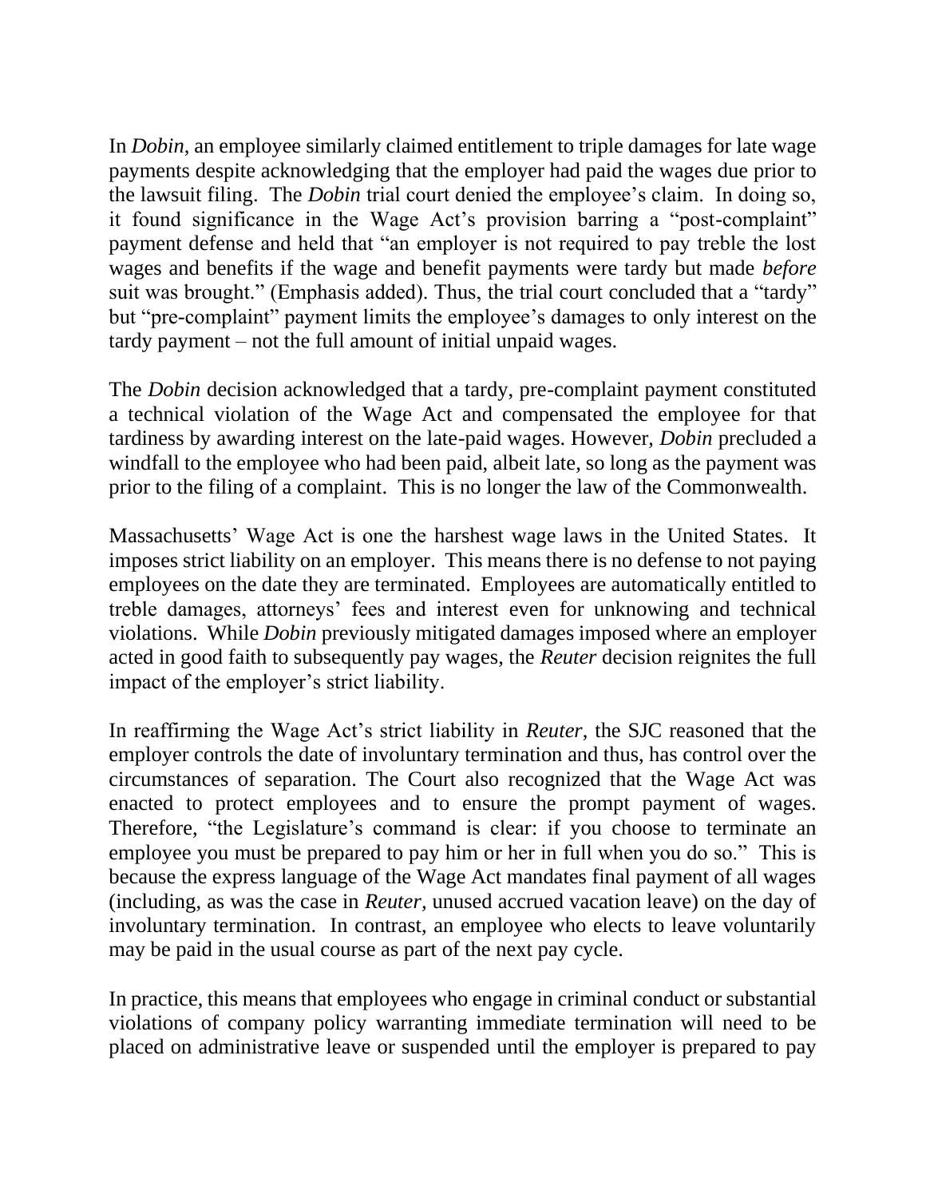In *Dobin*, an employee similarly claimed entitlement to triple damages for late wage payments despite acknowledging that the employer had paid the wages due prior to the lawsuit filing. The *Dobin* trial court denied the employee's claim. In doing so, it found significance in the Wage Act's provision barring a "post-complaint" payment defense and held that "an employer is not required to pay treble the lost wages and benefits if the wage and benefit payments were tardy but made *before* suit was brought." (Emphasis added). Thus, the trial court concluded that a "tardy" but "pre-complaint" payment limits the employee's damages to only interest on the tardy payment – not the full amount of initial unpaid wages.

The *Dobin* decision acknowledged that a tardy, pre-complaint payment constituted a technical violation of the Wage Act and compensated the employee for that tardiness by awarding interest on the late-paid wages. However, *Dobin* precluded a windfall to the employee who had been paid, albeit late, so long as the payment was prior to the filing of a complaint. This is no longer the law of the Commonwealth.

Massachusetts' Wage Act is one the harshest wage laws in the United States. It imposes strict liability on an employer. This means there is no defense to not paying employees on the date they are terminated. Employees are automatically entitled to treble damages, attorneys' fees and interest even for unknowing and technical violations. While *Dobin* previously mitigated damages imposed where an employer acted in good faith to subsequently pay wages, the *Reuter* decision reignites the full impact of the employer's strict liability.

In reaffirming the Wage Act's strict liability in *Reuter*, the SJC reasoned that the employer controls the date of involuntary termination and thus, has control over the circumstances of separation. The Court also recognized that the Wage Act was enacted to protect employees and to ensure the prompt payment of wages. Therefore, "the Legislature's command is clear: if you choose to terminate an employee you must be prepared to pay him or her in full when you do so." This is because the express language of the Wage Act mandates final payment of all wages (including, as was the case in *Reuter*, unused accrued vacation leave) on the day of involuntary termination. In contrast, an employee who elects to leave voluntarily may be paid in the usual course as part of the next pay cycle.

In practice, this means that employees who engage in criminal conduct or substantial violations of company policy warranting immediate termination will need to be placed on administrative leave or suspended until the employer is prepared to pay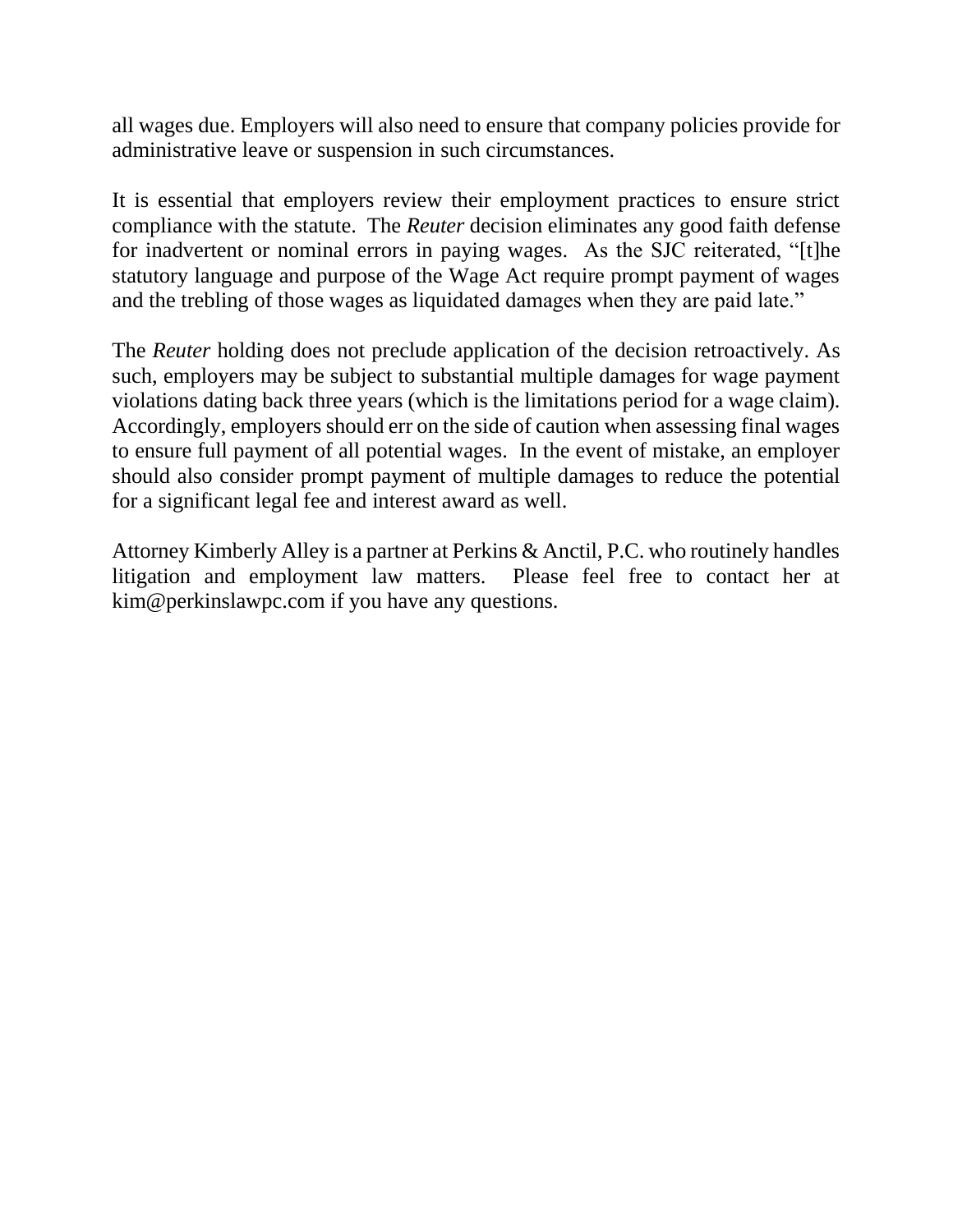all wages due. Employers will also need to ensure that company policies provide for administrative leave or suspension in such circumstances.

It is essential that employers review their employment practices to ensure strict compliance with the statute. The *Reuter* decision eliminates any good faith defense for inadvertent or nominal errors in paying wages. As the SJC reiterated, "[t]he statutory language and purpose of the Wage Act require prompt payment of wages and the trebling of those wages as liquidated damages when they are paid late."

The *Reuter* holding does not preclude application of the decision retroactively. As such, employers may be subject to substantial multiple damages for wage payment violations dating back three years (which is the limitations period for a wage claim). Accordingly, employers should err on the side of caution when assessing final wages to ensure full payment of all potential wages. In the event of mistake, an employer should also consider prompt payment of multiple damages to reduce the potential for a significant legal fee and interest award as well.

Attorney Kimberly Alley is a partner at Perkins & Anctil, P.C. who routinely handles litigation and employment law matters. Please feel free to contact her at kim@perkinslawpc.com if you have any questions.